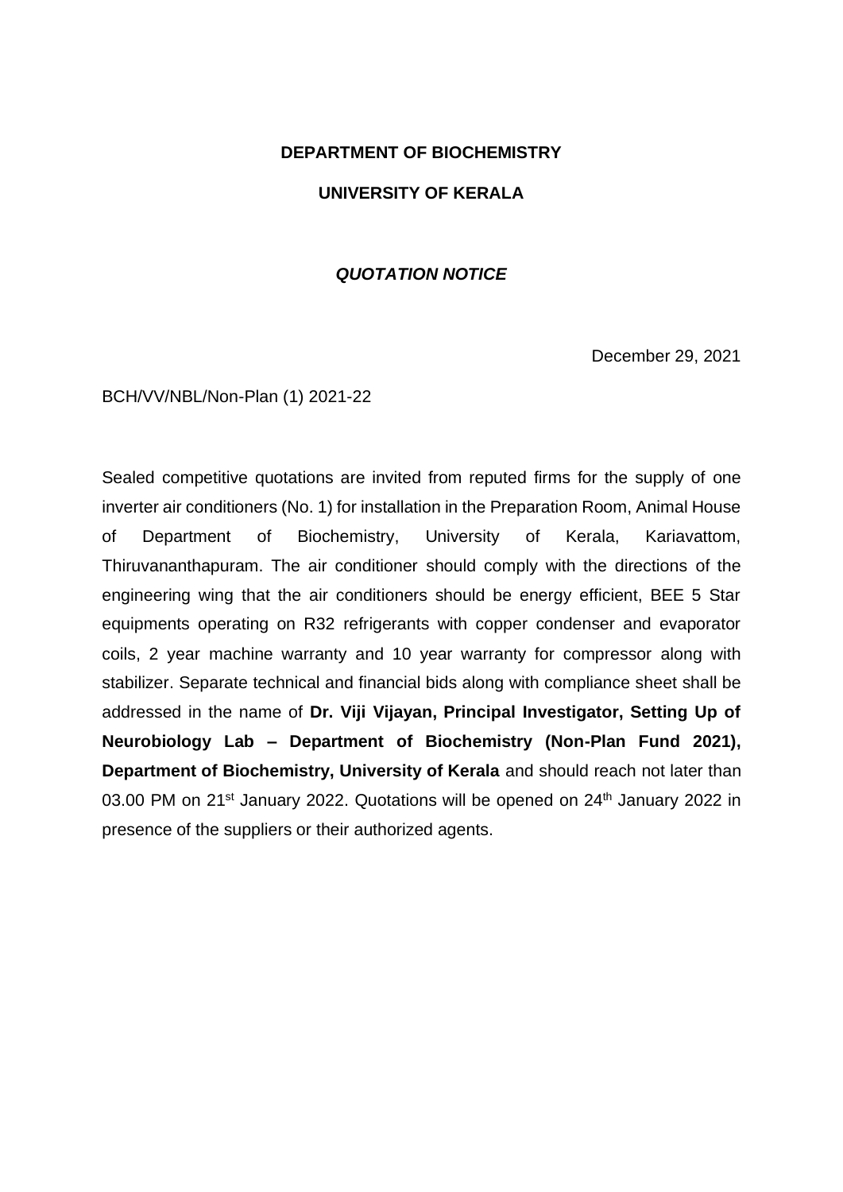**DEPARTMENT OF BIOCHEMISTRY**

**UNIVERSITY OF KERALA**

***QUOTATION NOTICE***

December 29, 2021

BCH/VV/NBL/Non-Plan (1) 2021-22

Sealed competitive quotations are invited from reputed firms for the supply of one inverter air conditioners (No. 1) for installation in the Preparation Room, Animal House of Department of Biochemistry, University of Kerala, Kariavattom, Thiruvananthapuram. The air conditioner should comply with the directions of the engineering wing that the air conditioners should be energy efficient, BEE 5 Star equipments operating on R32 refrigerants with copper condenser and evaporator coils, 2 year machine warranty and 10 year warranty for compressor along with stabilizer. Separate technical and financial bids along with compliance sheet shall be addressed in the name of **Dr. Viji Vijayan, Principal Investigator, Setting Up of Neurobiology Lab – Department of Biochemistry (Non-Plan Fund 2021), Department of Biochemistry, University of Kerala** and should reach not later than 03.00 PM on 21st January 2022. Quotations will be opened on 24th January 2022 in presence of the suppliers or their authorized agents.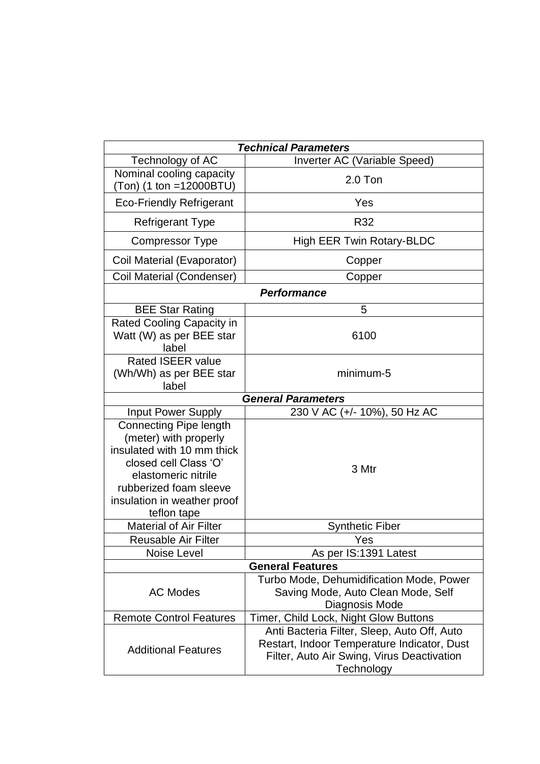| ***Technical Parameters*** | |
|---|---|
| Technology of AC | Inverter AC (Variable Speed) |
| Nominal cooling capacity (Ton) (1 ton =12000BTU) | 2.0 Ton |
| Eco-Friendly Refrigerant | Yes |
| Refrigerant Type | R32 |
| Compressor Type | High EER Twin Rotary-BLDC |
| Coil Material (Evaporator) | Copper |
| Coil Material (Condenser) | Copper |
| ***Performance*** | |
| BEE Star Rating | 5 |
| Rated Cooling Capacity in Watt (W) as per BEE star label | 6100 |
| Rated ISEER value (Wh/Wh) as per BEE star label | minimum-5 |
| ***General Parameters*** | |
| Input Power Supply | 230 V AC (+/- 10%), 50 Hz AC |
| Connecting Pipe length (meter) with properly insulated with 10 mm thick closed cell Class 'O' elastomeric nitrile rubberized foam sleeve insulation in weather proof teflon tape | 3 Mtr |
| Material of Air Filter | Synthetic Fiber |
| Reusable Air Filter | Yes |
| Noise Level | As per IS:1391 Latest |
| **General Features** | |
| AC Modes | Turbo Mode, Dehumidification Mode, Power Saving Mode, Auto Clean Mode, Self Diagnosis Mode |
| Remote Control Features | Timer, Child Lock, Night Glow Buttons |
| Additional Features | Anti Bacteria Filter, Sleep, Auto Off, Auto Restart, Indoor Temperature Indicator, Dust Filter, Auto Air Swing, Virus Deactivation Technology |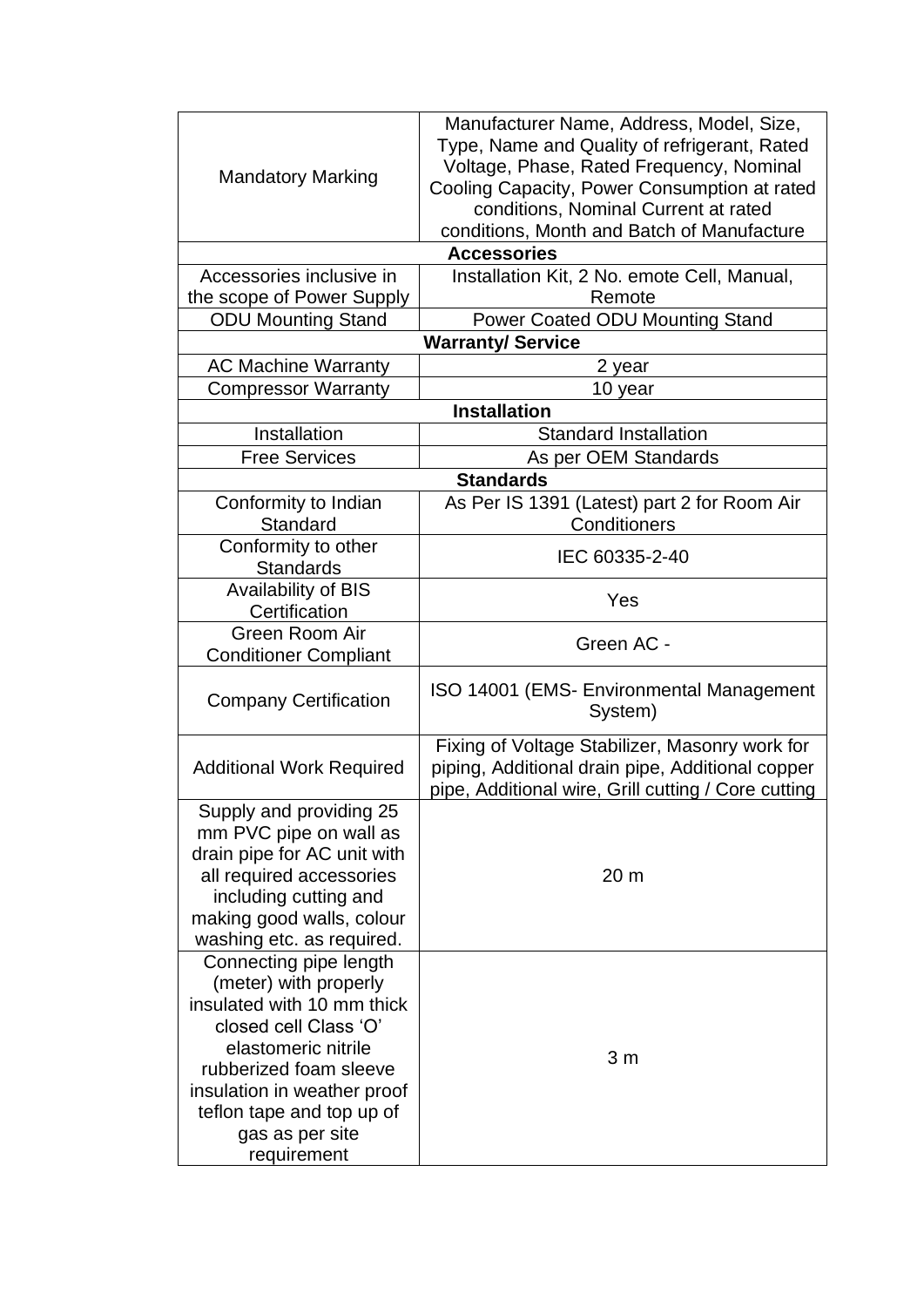| | |
|---|---|
| Mandatory Marking | Manufacturer Name, Address, Model, Size, Type, Name and Quality of refrigerant, Rated Voltage, Phase, Rated Frequency, Nominal Cooling Capacity, Power Consumption at rated conditions, Nominal Current at rated conditions, Month and Batch of Manufacture |
| **Accessories** | |
| Accessories inclusive in the scope of Power Supply | Installation Kit, 2 No. emote Cell, Manual, Remote |
| ODU Mounting Stand | Power Coated ODU Mounting Stand |
| **Warranty/ Service** | |
| AC Machine Warranty | 2 year |
| Compressor Warranty | 10 year |
| **Installation** | |
| Installation | Standard Installation |
| Free Services | As per OEM Standards |
| **Standards** | |
| Conformity to Indian Standard | As Per IS 1391 (Latest) part 2 for Room Air Conditioners |
| Conformity to other Standards | IEC 60335-2-40 |
| Availability of BIS Certification | Yes |
| Green Room Air Conditioner Compliant | Green AC - |
| Company Certification | ISO 14001 (EMS- Environmental Management System) |
| Additional Work Required | Fixing of Voltage Stabilizer, Masonry work for piping, Additional drain pipe, Additional copper pipe, Additional wire, Grill cutting / Core cutting |
| Supply and providing 25 mm PVC pipe on wall as drain pipe for AC unit with all required accessories including cutting and making good walls, colour washing etc. as required. | 20 m |
| Connecting pipe length (meter) with properly insulated with 10 mm thick closed cell Class 'O' elastomeric nitrile rubberized foam sleeve insulation in weather proof teflon tape and top up of gas as per site requirement | 3 m |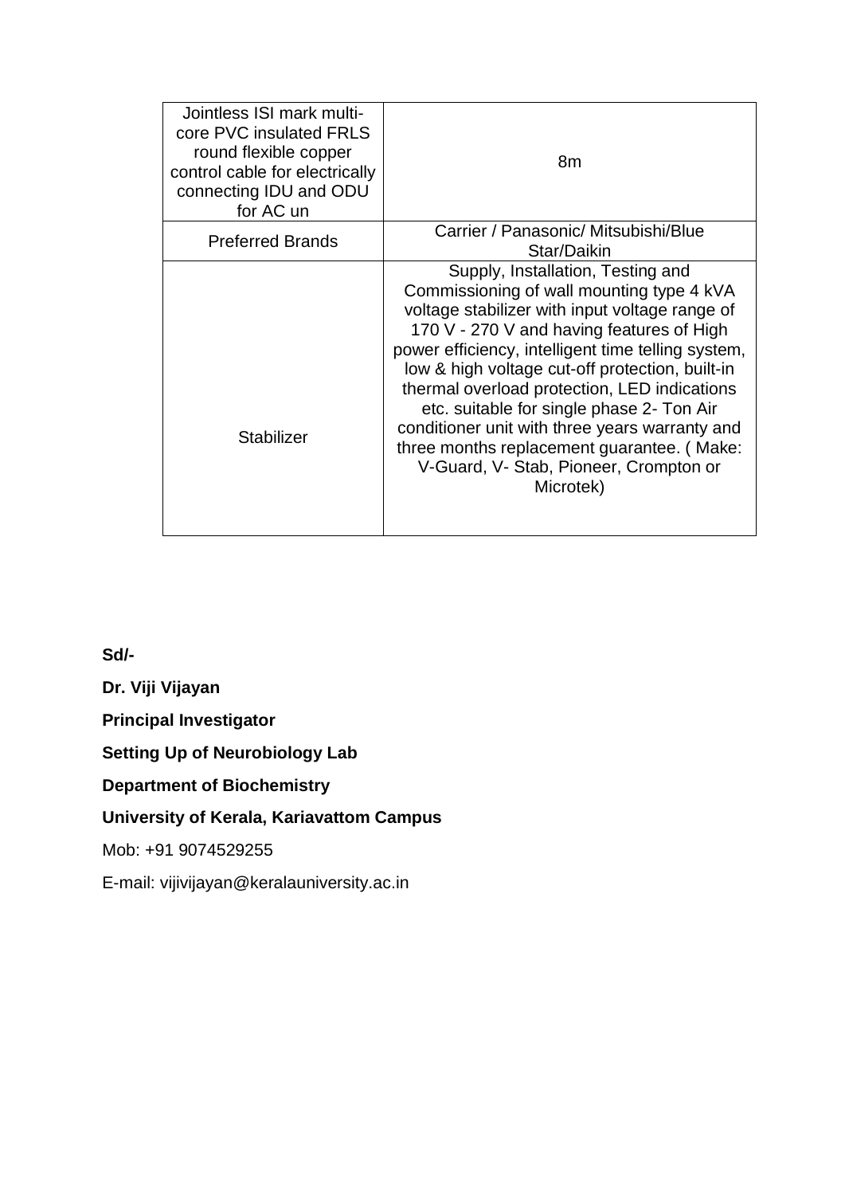| | |
|---|---|
| Jointless ISI mark multi-core PVC insulated FRLS round flexible copper control cable for electrically connecting IDU and ODU for AC un | 8m |
| Preferred Brands | Carrier / Panasonic/ Mitsubishi/Blue Star/Daikin |
| Stabilizer | Supply, Installation, Testing and Commissioning of wall mounting type 4 kVA voltage stabilizer with input voltage range of 170 V - 270 V and having features of High power efficiency, intelligent time telling system, low & high voltage cut-off protection, built-in thermal overload protection, LED indications etc. suitable for single phase 2- Ton Air conditioner unit with three years warranty and three months replacement guarantee. ( Make: V-Guard, V- Stab, Pioneer, Crompton or Microtek) |

**Sd/-**

**Dr. Viji Vijayan**

**Principal Investigator**

**Setting Up of Neurobiology Lab**

**Department of Biochemistry**

**University of Kerala, Kariavattom Campus**

Mob: +91 9074529255

E-mail: vijivijayan@keralauniversity.ac.in